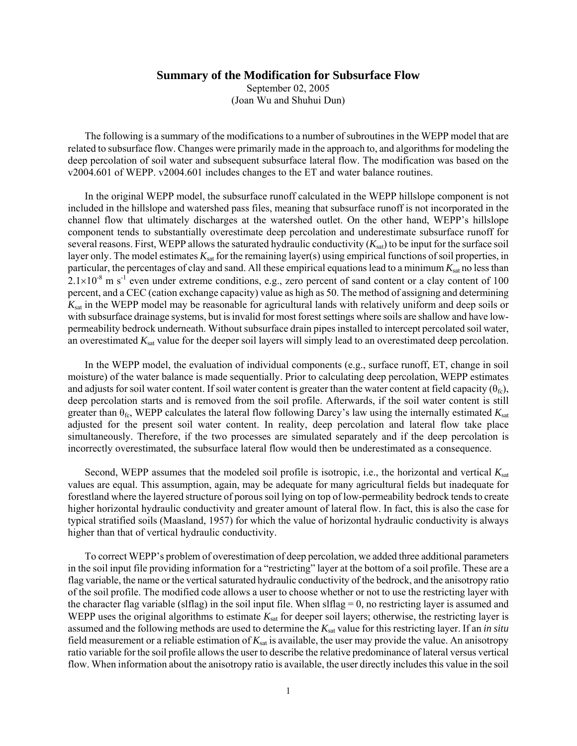# Summary of the Modification for Subsurface Flow

September 02, 2005
(Joan Wu and Shuhui Dun)

The following is a summary of the modifications to a number of subroutines in the WEPP model that are related to subsurface flow. Changes were primarily made in the approach to, and algorithms for modeling the deep percolation of soil water and subsequent subsurface lateral flow. The modification was based on the v2004.601 of WEPP. v2004.601 includes changes to the ET and water balance routines.

In the original WEPP model, the subsurface runoff calculated in the WEPP hillslope component is not included in the hillslope and watershed pass files, meaning that subsurface runoff is not incorporated in the channel flow that ultimately discharges at the watershed outlet. On the other hand, WEPP's hillslope component tends to substantially overestimate deep percolation and underestimate subsurface runoff for several reasons. First, WEPP allows the saturated hydraulic conductivity ($K_{sat}$) to be input for the surface soil layer only. The model estimates $K_{sat}$ for the remaining layer(s) using empirical functions of soil properties, in particular, the percentages of clay and sand. All these empirical equations lead to a minimum $K_{sat}$ no less than $2.1\times10^{-8}$ m s$^{-1}$ even under extreme conditions, e.g., zero percent of sand content or a clay content of 100 percent, and a CEC (cation exchange capacity) value as high as 50. The method of assigning and determining $K_{sat}$ in the WEPP model may be reasonable for agricultural lands with relatively uniform and deep soils or with subsurface drainage systems, but is invalid for most forest settings where soils are shallow and have low-permeability bedrock underneath. Without subsurface drain pipes installed to intercept percolated soil water, an overestimated $K_{sat}$ value for the deeper soil layers will simply lead to an overestimated deep percolation.

In the WEPP model, the evaluation of individual components (e.g., surface runoff, ET, change in soil moisture) of the water balance is made sequentially. Prior to calculating deep percolation, WEPP estimates and adjusts for soil water content. If soil water content is greater than the water content at field capacity ($\theta_{fc}$), deep percolation starts and is removed from the soil profile. Afterwards, if the soil water content is still greater than $\theta_{fc}$, WEPP calculates the lateral flow following Darcy's law using the internally estimated $K_{sat}$ adjusted for the present soil water content. In reality, deep percolation and lateral flow take place simultaneously. Therefore, if the two processes are simulated separately and if the deep percolation is incorrectly overestimated, the subsurface lateral flow would then be underestimated as a consequence.

Second, WEPP assumes that the modeled soil profile is isotropic, i.e., the horizontal and vertical $K_{sat}$ values are equal. This assumption, again, may be adequate for many agricultural fields but inadequate for forestland where the layered structure of porous soil lying on top of low-permeability bedrock tends to create higher horizontal hydraulic conductivity and greater amount of lateral flow. In fact, this is also the case for typical stratified soils (Maasland, 1957) for which the value of horizontal hydraulic conductivity is always higher than that of vertical hydraulic conductivity.

To correct WEPP's problem of overestimation of deep percolation, we added three additional parameters in the soil input file providing information for a "restricting" layer at the bottom of a soil profile. These are a flag variable, the name or the vertical saturated hydraulic conductivity of the bedrock, and the anisotropy ratio of the soil profile. The modified code allows a user to choose whether or not to use the restricting layer with the character flag variable (slflag) in the soil input file. When slflag = 0, no restricting layer is assumed and WEPP uses the original algorithms to estimate $K_{sat}$ for deeper soil layers; otherwise, the restricting layer is assumed and the following methods are used to determine the $K_{sat}$ value for this restricting layer. If an *in situ* field measurement or a reliable estimation of $K_{sat}$ is available, the user may provide the value. An anisotropy ratio variable for the soil profile allows the user to describe the relative predominance of lateral versus vertical flow. When information about the anisotropy ratio is available, the user directly includes this value in the soil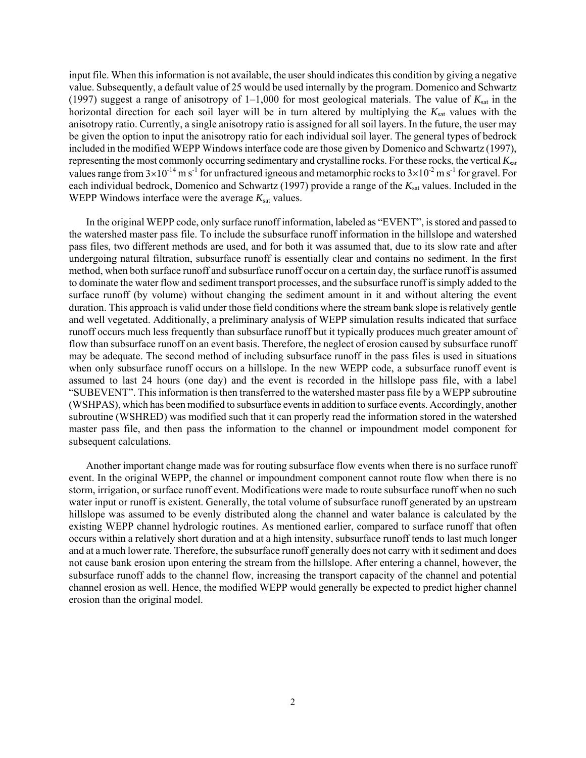input file. When this information is not available, the user should indicates this condition by giving a negative value. Subsequently, a default value of 25 would be used internally by the program. Domenico and Schwartz (1997) suggest a range of anisotropy of 1–1,000 for most geological materials. The value of $K_{sat}$ in the horizontal direction for each soil layer will be in turn altered by multiplying the $K_{sat}$ values with the anisotropy ratio. Currently, a single anisotropy ratio is assigned for all soil layers. In the future, the user may be given the option to input the anisotropy ratio for each individual soil layer. The general types of bedrock included in the modified WEPP Windows interface code are those given by Domenico and Schwartz (1997), representing the most commonly occurring sedimentary and crystalline rocks. For these rocks, the vertical $K_{sat}$ values range from $3\times10^{-14}$ m s$^{-1}$ for unfractured igneous and metamorphic rocks to $3\times10^{-2}$ m s$^{-1}$ for gravel. For each individual bedrock, Domenico and Schwartz (1997) provide a range of the $K_{sat}$ values. Included in the WEPP Windows interface were the average $K_{sat}$ values.

In the original WEPP code, only surface runoff information, labeled as "EVENT", is stored and passed to the watershed master pass file. To include the subsurface runoff information in the hillslope and watershed pass files, two different methods are used, and for both it was assumed that, due to its slow rate and after undergoing natural filtration, subsurface runoff is essentially clear and contains no sediment. In the first method, when both surface runoff and subsurface runoff occur on a certain day, the surface runoff is assumed to dominate the water flow and sediment transport processes, and the subsurface runoff is simply added to the surface runoff (by volume) without changing the sediment amount in it and without altering the event duration. This approach is valid under those field conditions where the stream bank slope is relatively gentle and well vegetated. Additionally, a preliminary analysis of WEPP simulation results indicated that surface runoff occurs much less frequently than subsurface runoff but it typically produces much greater amount of flow than subsurface runoff on an event basis. Therefore, the neglect of erosion caused by subsurface runoff may be adequate. The second method of including subsurface runoff in the pass files is used in situations when only subsurface runoff occurs on a hillslope. In the new WEPP code, a subsurface runoff event is assumed to last 24 hours (one day) and the event is recorded in the hillslope pass file, with a label "SUBEVENT". This information is then transferred to the watershed master pass file by a WEPP subroutine (WSHPAS), which has been modified to subsurface events in addition to surface events. Accordingly, another subroutine (WSHRED) was modified such that it can properly read the information stored in the watershed master pass file, and then pass the information to the channel or impoundment model component for subsequent calculations.

Another important change made was for routing subsurface flow events when there is no surface runoff event. In the original WEPP, the channel or impoundment component cannot route flow when there is no storm, irrigation, or surface runoff event. Modifications were made to route subsurface runoff when no such water input or runoff is existent. Generally, the total volume of subsurface runoff generated by an upstream hillslope was assumed to be evenly distributed along the channel and water balance is calculated by the existing WEPP channel hydrologic routines. As mentioned earlier, compared to surface runoff that often occurs within a relatively short duration and at a high intensity, subsurface runoff tends to last much longer and at a much lower rate. Therefore, the subsurface runoff generally does not carry with it sediment and does not cause bank erosion upon entering the stream from the hillslope. After entering a channel, however, the subsurface runoff adds to the channel flow, increasing the transport capacity of the channel and potential channel erosion as well. Hence, the modified WEPP would generally be expected to predict higher channel erosion than the original model.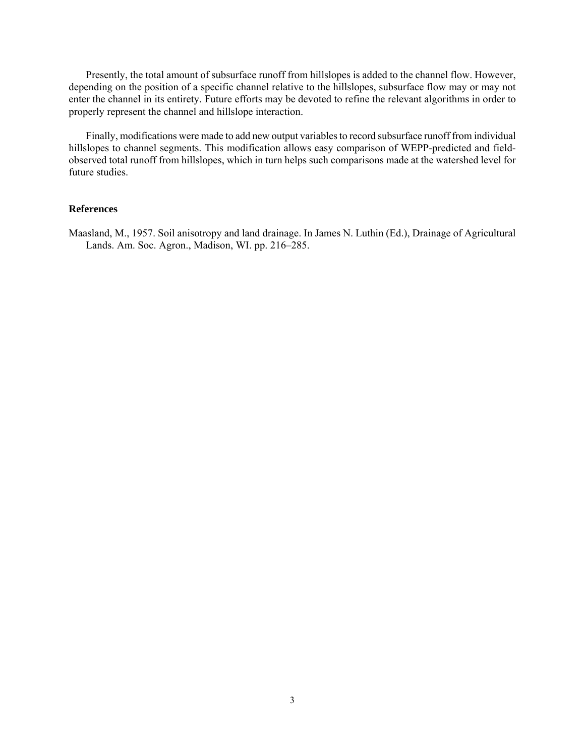Presently, the total amount of subsurface runoff from hillslopes is added to the channel flow. However, depending on the position of a specific channel relative to the hillslopes, subsurface flow may or may not enter the channel in its entirety. Future efforts may be devoted to refine the relevant algorithms in order to properly represent the channel and hillslope interaction.

Finally, modifications were made to add new output variables to record subsurface runoff from individual hillslopes to channel segments. This modification allows easy comparison of WEPP-predicted and field-observed total runoff from hillslopes, which in turn helps such comparisons made at the watershed level for future studies.

### References

Maasland, M., 1957. Soil anisotropy and land drainage. In James N. Luthin (Ed.), Drainage of Agricultural Lands. Am. Soc. Agron., Madison, WI. pp. 216–285.